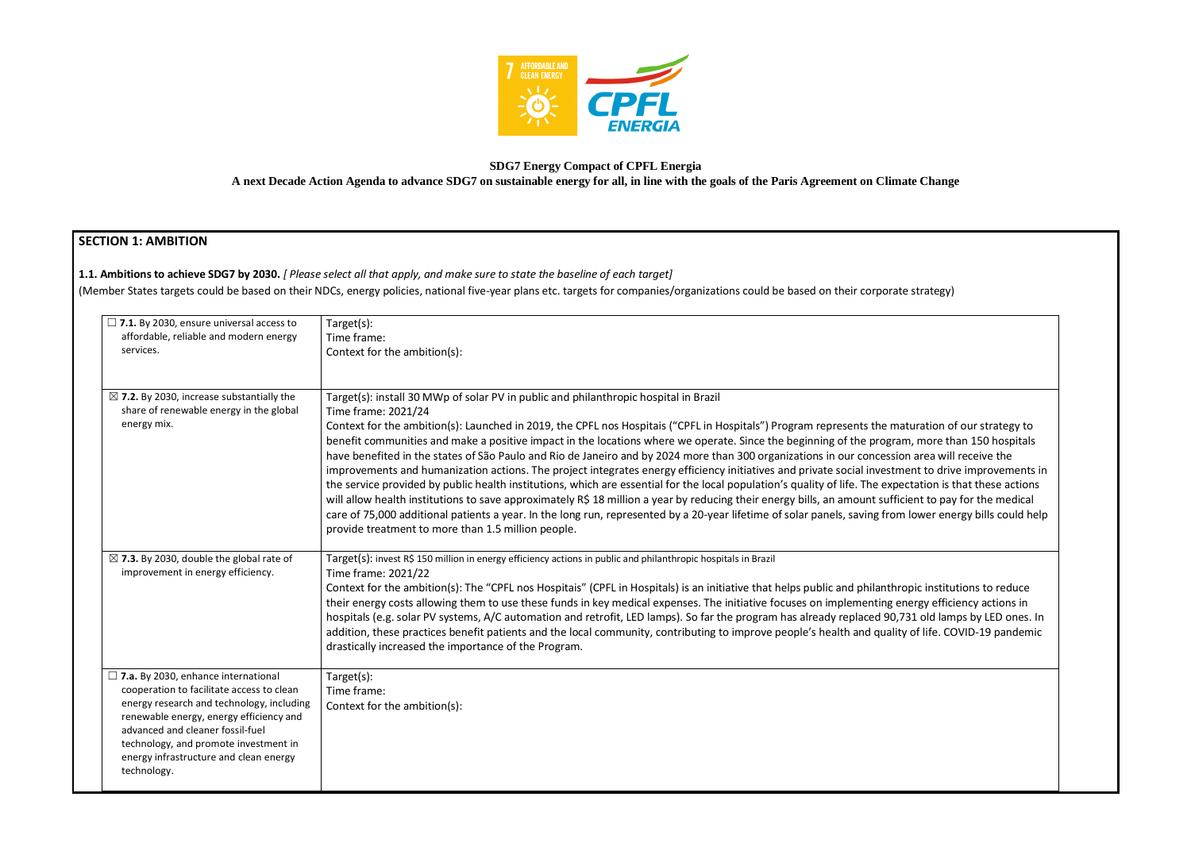**SDG7 Energy Compact of CPFL Energia**

**A next Decade Action Agenda to advance SDG7 on sustainable energy for all, in line with the goals of the Paris Agreement on Climate Change**

## SECTION 1: AMBITION

**1.1. Ambitions to achieve SDG7 by 2030.** *[ Please select all that apply, and make sure to state the baseline of each target]*

(Member States targets could be based on their NDCs, energy policies, national five-year plans etc. targets for companies/organizations could be based on their corporate strategy)

| | |
|---|---|
| ☐ **7.1.** By 2030, ensure universal access to affordable, reliable and modern energy services. | Target(s):<br>Time frame:<br>Context for the ambition(s): |
| ☒ **7.2.** By 2030, increase substantially the share of renewable energy in the global energy mix. | Target(s): install 30 MWp of solar PV in public and philanthropic hospital in Brazil<br>Time frame: 2021/24<br>Context for the ambition(s): Launched in 2019, the CPFL nos Hospitais ("CPFL in Hospitals") Program represents the maturation of our strategy to benefit communities and make a positive impact in the locations where we operate. Since the beginning of the program, more than 150 hospitals have benefited in the states of São Paulo and Rio de Janeiro and by 2024 more than 300 organizations in our concession area will receive the improvements and humanization actions. The project integrates energy efficiency initiatives and private social investment to drive improvements in the service provided by public health institutions, which are essential for the local population's quality of life. The expectation is that these actions will allow health institutions to save approximately R$ 18 million a year by reducing their energy bills, an amount sufficient to pay for the medical care of 75,000 additional patients a year. In the long run, represented by a 20-year lifetime of solar panels, saving from lower energy bills could help provide treatment to more than 1.5 million people. |
| ☒ **7.3.** By 2030, double the global rate of improvement in energy efficiency. | Target(s): invest R$ 150 million in energy efficiency actions in public and philanthropic hospitals in Brazil<br>Time frame: 2021/22<br>Context for the ambition(s): The "CPFL nos Hospitais" (CPFL in Hospitals) is an initiative that helps public and philanthropic institutions to reduce their energy costs allowing them to use these funds in key medical expenses. The initiative focuses on implementing energy efficiency actions in hospitals (e.g. solar PV systems, A/C automation and retrofit, LED lamps). So far the program has already replaced 90,731 old lamps by LED ones. In addition, these practices benefit patients and the local community, contributing to improve people's health and quality of life. COVID-19 pandemic drastically increased the importance of the Program. |
| ☐ **7.a.** By 2030, enhance international cooperation to facilitate access to clean energy research and technology, including renewable energy, energy efficiency and advanced and cleaner fossil-fuel technology, and promote investment in energy infrastructure and clean energy technology. | Target(s):<br>Time frame:<br>Context for the ambition(s): |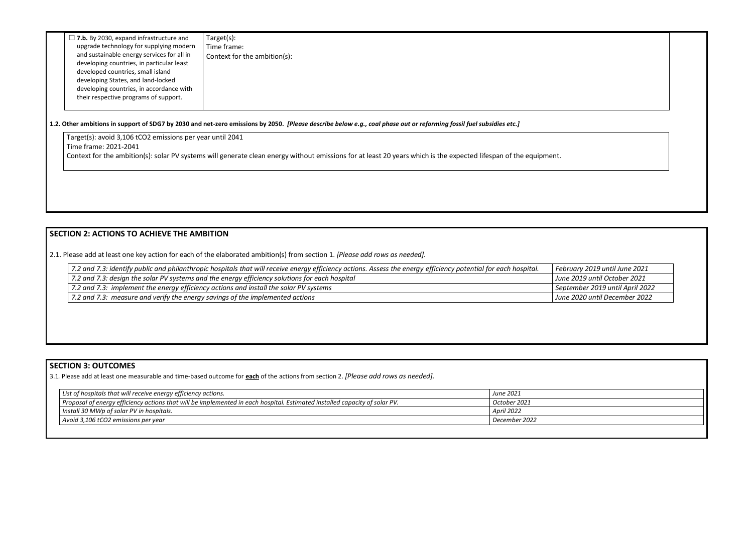| ☐ **7.b.** By 2030, expand infrastructure and upgrade technology for supplying modern and sustainable energy services for all in developing countries, in particular least developed countries, small island developing States, and land-locked developing countries, in accordance with their respective programs of support. | Target(s):<br>Time frame:<br>Context for the ambition(s): |
|---|---|

**1.2. Other ambitions in support of SDG7 by 2030 and net-zero emissions by 2050.** ***[Please describe below e.g., coal phase out or reforming fossil fuel subsidies etc.]***

Target(s): avoid 3,106 $tCO_2$ emissions per year until 2041
Time frame: 2021-2041
Context for the ambition(s): solar PV systems will generate clean energy without emissions for at least 20 years which is the expected lifespan of the equipment.

## SECTION 2: ACTIONS TO ACHIEVE THE AMBITION

2.1. Please add at least one key action for each of the elaborated ambition(s) from section 1. *[Please add rows as needed].*

| | |
|---|---|
| *7.2 and 7.3: identify public and philanthropic hospitals that will receive energy efficiency actions. Assess the energy efficiency potential for each hospital.* | *February 2019 until June 2021* |
| *7.2 and 7.3: design the solar PV systems and the energy efficiency solutions for each hospital* | *June 2019 until October 2021* |
| *7.2 and 7.3: implement the energy efficiency actions and install the solar PV systems* | *September 2019 until April 2022* |
| *7.2 and 7.3: measure and verify the energy savings of the implemented actions* | *June 2020 until December 2022* |

## SECTION 3: OUTCOMES

3.1. Please add at least one measurable and time-based outcome for **each** of the actions from section 2. *[Please add rows as needed].*

| | |
|---|---|
| *List of hospitals that will receive energy efficiency actions.* | *June 2021* |
| *Proposal of energy efficiency actions that will be implemented in each hospital. Estimated installed capacity of solar PV.* | *October 2021* |
| *Install 30 MWp of solar PV in hospitals.* | *April 2022* |
| *Avoid 3,106 $tCO_2$ emissions per year* | *December 2022* |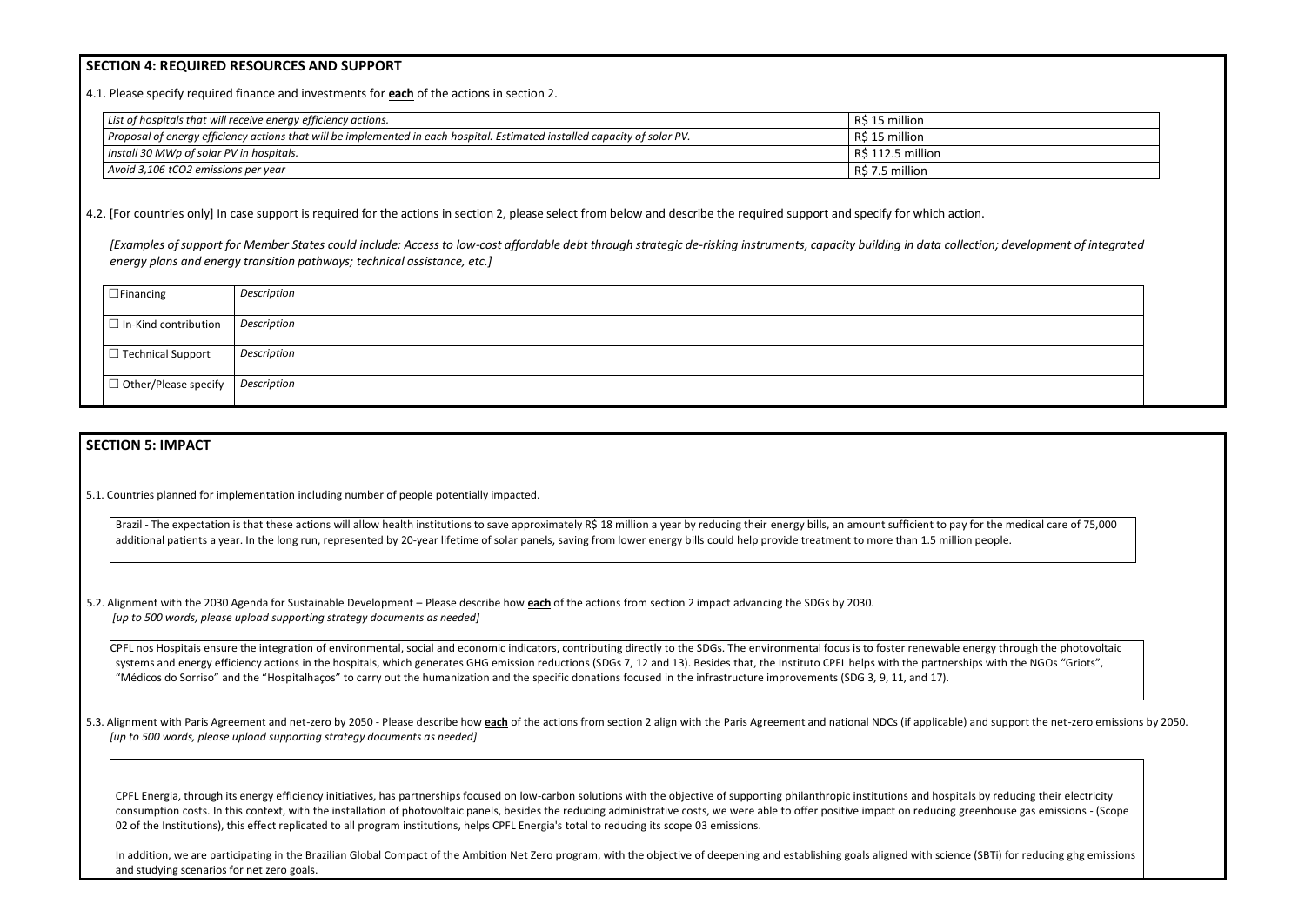## SECTION 4: REQUIRED RESOURCES AND SUPPORT

4.1. Please specify required finance and investments for **each** of the actions in section 2.

| | |
|---|---|
| *List of hospitals that will receive energy efficiency actions.* | R$ 15 million |
| *Proposal of energy efficiency actions that will be implemented in each hospital. Estimated installed capacity of solar PV.* | R$ 15 million |
| *Install 30 MWp of solar PV in hospitals.* | R$ 112.5 million |
| *Avoid 3,106 tCO2 emissions per year* | R$ 7.5 million |

4.2. [For countries only] In case support is required for the actions in section 2, please select from below and describe the required support and specify for which action.

*[Examples of support for Member States could include: Access to low-cost affordable debt through strategic de-risking instruments, capacity building in data collection; development of integrated energy plans and energy transition pathways; technical assistance, etc.]*

| | |
|---|---|
| ☐ Financing | *Description* |
| ☐ In-Kind contribution | *Description* |
| ☐ Technical Support | *Description* |
| ☐ Other/Please specify | *Description* |

## SECTION 5: IMPACT

5.1. Countries planned for implementation including number of people potentially impacted.

Brazil - The expectation is that these actions will allow health institutions to save approximately R$ 18 million a year by reducing their energy bills, an amount sufficient to pay for the medical care of 75,000 additional patients a year. In the long run, represented by 20-year lifetime of solar panels, saving from lower energy bills could help provide treatment to more than 1.5 million people.

5.2. Alignment with the 2030 Agenda for Sustainable Development – Please describe how **each** of the actions from section 2 impact advancing the SDGs by 2030.
*[up to 500 words, please upload supporting strategy documents as needed]*

CPFL nos Hospitais ensure the integration of environmental, social and economic indicators, contributing directly to the SDGs. The environmental focus is to foster renewable energy through the photovoltaic systems and energy efficiency actions in the hospitals, which generates GHG emission reductions (SDGs 7, 12 and 13). Besides that, the Instituto CPFL helps with the partnerships with the NGOs "Griots", "Médicos do Sorriso" and the "Hospitalhaços" to carry out the humanization and the specific donations focused in the infrastructure improvements (SDG 3, 9, 11, and 17).

5.3. Alignment with Paris Agreement and net-zero by 2050 - Please describe how **each** of the actions from section 2 align with the Paris Agreement and national NDCs (if applicable) and support the net-zero emissions by 2050.
*[up to 500 words, please upload supporting strategy documents as needed]*

CPFL Energia, through its energy efficiency initiatives, has partnerships focused on low-carbon solutions with the objective of supporting philanthropic institutions and hospitals by reducing their electricity consumption costs. In this context, with the installation of photovoltaic panels, besides the reducing administrative costs, we were able to offer positive impact on reducing greenhouse gas emissions - (Scope 02 of the Institutions), this effect replicated to all program institutions, helps CPFL Energia's total to reducing its scope 03 emissions.

In addition, we are participating in the Brazilian Global Compact of the Ambition Net Zero program, with the objective of deepening and establishing goals aligned with science (SBTi) for reducing ghg emissions and studying scenarios for net zero goals.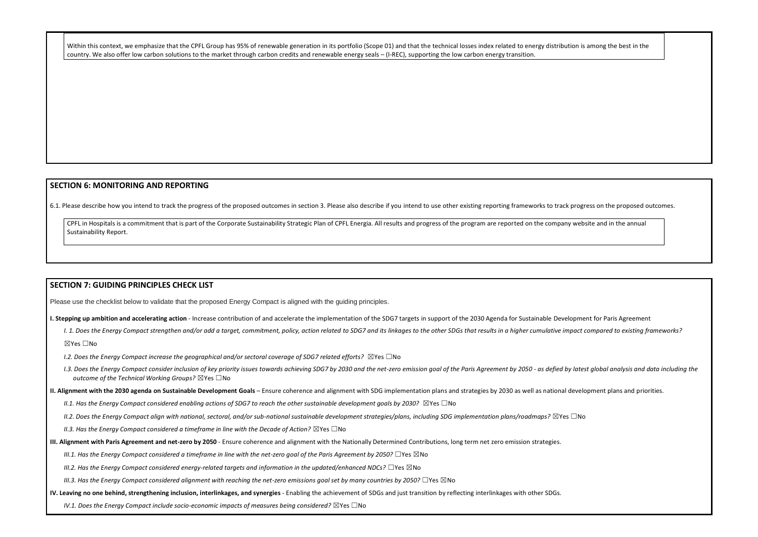Within this context, we emphasize that the CPFL Group has 95% of renewable generation in its portfolio (Scope 01) and that the technical losses index related to energy distribution is among the best in the country. We also offer low carbon solutions to the market through carbon credits and renewable energy seals – (I-REC), supporting the low carbon energy transition.

## SECTION 6: MONITORING AND REPORTING

6.1. Please describe how you intend to track the progress of the proposed outcomes in section 3. Please also describe if you intend to use other existing reporting frameworks to track progress on the proposed outcomes.

CPFL in Hospitals is a commitment that is part of the Corporate Sustainability Strategic Plan of CPFL Energia. All results and progress of the program are reported on the company website and in the annual Sustainability Report.

## SECTION 7: GUIDING PRINCIPLES CHECK LIST

Please use the checklist below to validate that the proposed Energy Compact is aligned with the guiding principles.

**I. Stepping up ambition and accelerating action** - Increase contribution of and accelerate the implementation of the SDG7 targets in support of the 2030 Agenda for Sustainable Development for Paris Agreement

*I. 1. Does the Energy Compact strengthen and/or add a target, commitment, policy, action related to SDG7 and its linkages to the other SDGs that results in a higher cumulative impact compared to existing frameworks?*
☒Yes ☐No

*I.2. Does the Energy Compact increase the geographical and/or sectoral coverage of SDG7 related efforts?* ☒Yes ☐No

*I.3. Does the Energy Compact consider inclusion of key priority issues towards achieving SDG7 by 2030 and the net-zero emission goal of the Paris Agreement by 2050 - as defied by latest global analysis and data including the outcome of the Technical Working Groups?* ☒Yes ☐No

**II. Alignment with the 2030 agenda on Sustainable Development Goals** – Ensure coherence and alignment with SDG implementation plans and strategies by 2030 as well as national development plans and priorities.

*II.1. Has the Energy Compact considered enabling actions of SDG7 to reach the other sustainable development goals by 2030?* ☒Yes ☐No

*II.2. Does the Energy Compact align with national, sectoral, and/or sub-national sustainable development strategies/plans, including SDG implementation plans/roadmaps?* ☒Yes ☐No

*II.3. Has the Energy Compact considered a timeframe in line with the Decade of Action?* ☒Yes ☐No

**III. Alignment with Paris Agreement and net-zero by 2050** - Ensure coherence and alignment with the Nationally Determined Contributions, long term net zero emission strategies.

*III.1. Has the Energy Compact considered a timeframe in line with the net-zero goal of the Paris Agreement by 2050?* ☐Yes ☒No

*III.2. Has the Energy Compact considered energy-related targets and information in the updated/enhanced NDCs?* ☐Yes ☒No

*III.3. Has the Energy Compact considered alignment with reaching the net-zero emissions goal set by many countries by 2050?* ☐Yes ☒No

**IV. Leaving no one behind, strengthening inclusion, interlinkages, and synergies** - Enabling the achievement of SDGs and just transition by reflecting interlinkages with other SDGs.

*IV.1. Does the Energy Compact include socio-economic impacts of measures being considered?* ☒Yes ☐No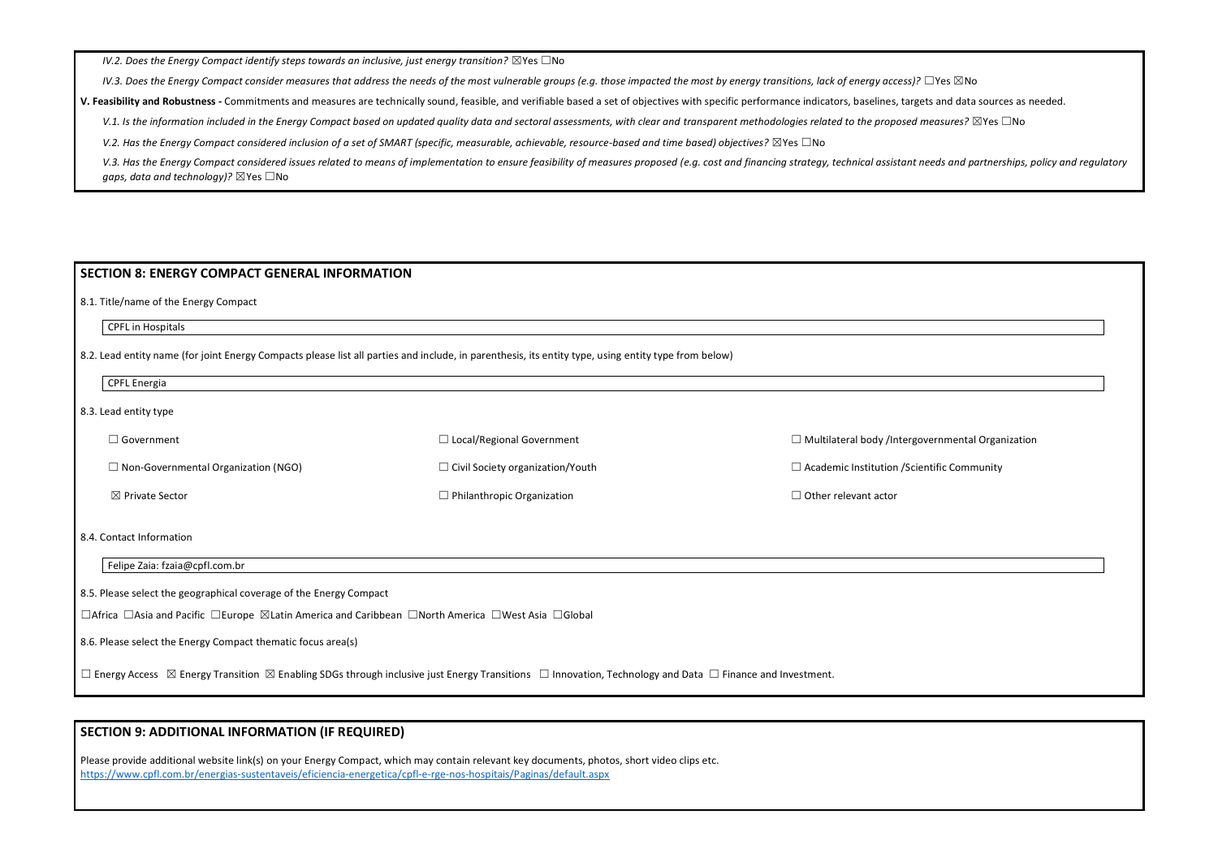*IV.2. Does the Energy Compact identify steps towards an inclusive, just energy transition?* ☒Yes ☐No

*IV.3. Does the Energy Compact consider measures that address the needs of the most vulnerable groups (e.g. those impacted the most by energy transitions, lack of energy access)?* ☐Yes ☒No

**V. Feasibility and Robustness -** Commitments and measures are technically sound, feasible, and verifiable based a set of objectives with specific performance indicators, baselines, targets and data sources as needed.

*V.1. Is the information included in the Energy Compact based on updated quality data and sectoral assessments, with clear and transparent methodologies related to the proposed measures?* ☒Yes ☐No

*V.2. Has the Energy Compact considered inclusion of a set of SMART (specific, measurable, achievable, resource-based and time based) objectives?* ☒Yes ☐No

*V.3. Has the Energy Compact considered issues related to means of implementation to ensure feasibility of measures proposed (e.g. cost and financing strategy, technical assistant needs and partnerships, policy and regulatory gaps, data and technology)?* ☒Yes ☐No

## SECTION 8: ENERGY COMPACT GENERAL INFORMATION

8.1. Title/name of the Energy Compact

CPFL in Hospitals

8.2. Lead entity name (for joint Energy Compacts please list all parties and include, in parenthesis, its entity type, using entity type from below)

CPFL Energia

8.3. Lead entity type

| | | |
|---|---|---|
| ☐ Government | ☐ Local/Regional Government | ☐ Multilateral body /Intergovernmental Organization |
| ☐ Non-Governmental Organization (NGO) | ☐ Civil Society organization/Youth | ☐ Academic Institution /Scientific Community |
| ☒ Private Sector | ☐ Philanthropic Organization | ☐ Other relevant actor |

8.4. Contact Information

Felipe Zaia: fzaia@cpfl.com.br

8.5. Please select the geographical coverage of the Energy Compact

☐Africa ☐Asia and Pacific ☐Europe ☒Latin America and Caribbean ☐North America ☐West Asia ☐Global

8.6. Please select the Energy Compact thematic focus area(s)

☐ Energy Access ☒ Energy Transition ☒ Enabling SDGs through inclusive just Energy Transitions ☐ Innovation, Technology and Data ☐ Finance and Investment.

## SECTION 9: ADDITIONAL INFORMATION (IF REQUIRED)

Please provide additional website link(s) on your Energy Compact, which may contain relevant key documents, photos, short video clips etc.
https://www.cpfl.com.br/energias-sustentaveis/eficiencia-energetica/cpfl-e-rge-nos-hospitais/Paginas/default.aspx